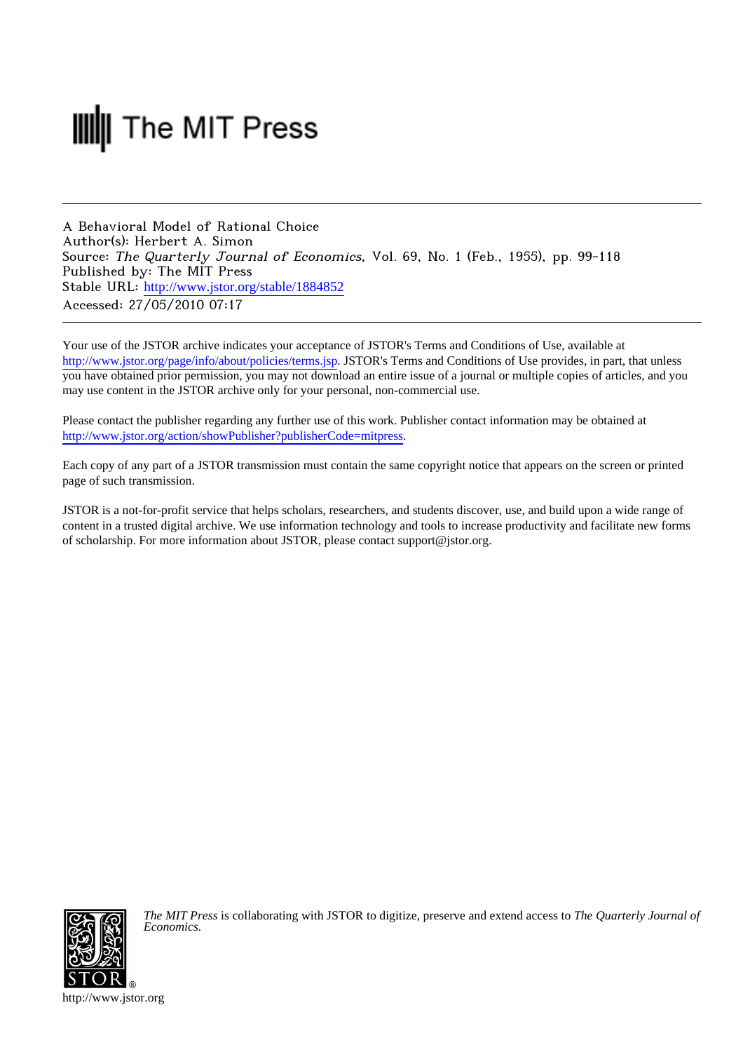The MIT Press

A Behavioral Model of Rational Choice
Author(s): Herbert A. Simon
Source: *The Quarterly Journal of Economics*, Vol. 69, No. 1 (Feb., 1955), pp. 99-118
Published by: The MIT Press
Stable URL: http://www.jstor.org/stable/1884852
Accessed: 27/05/2010 07:17

---

Your use of the JSTOR archive indicates your acceptance of JSTOR's Terms and Conditions of Use, available at http://www.jstor.org/page/info/about/policies/terms.jsp. JSTOR's Terms and Conditions of Use provides, in part, that unless you have obtained prior permission, you may not download an entire issue of a journal or multiple copies of articles, and you may use content in the JSTOR archive only for your personal, non-commercial use.

Please contact the publisher regarding any further use of this work. Publisher contact information may be obtained at http://www.jstor.org/action/showPublisher?publisherCode=mitpress.

Each copy of any part of a JSTOR transmission must contain the same copyright notice that appears on the screen or printed page of such transmission.

JSTOR is a not-for-profit service that helps scholars, researchers, and students discover, use, and build upon a wide range of content in a trusted digital archive. We use information technology and tools to increase productivity and facilitate new forms of scholarship. For more information about JSTOR, please contact support@jstor.org.

*The MIT Press* is collaborating with JSTOR to digitize, preserve and extend access to *The Quarterly Journal of Economics.*

http://www.jstor.org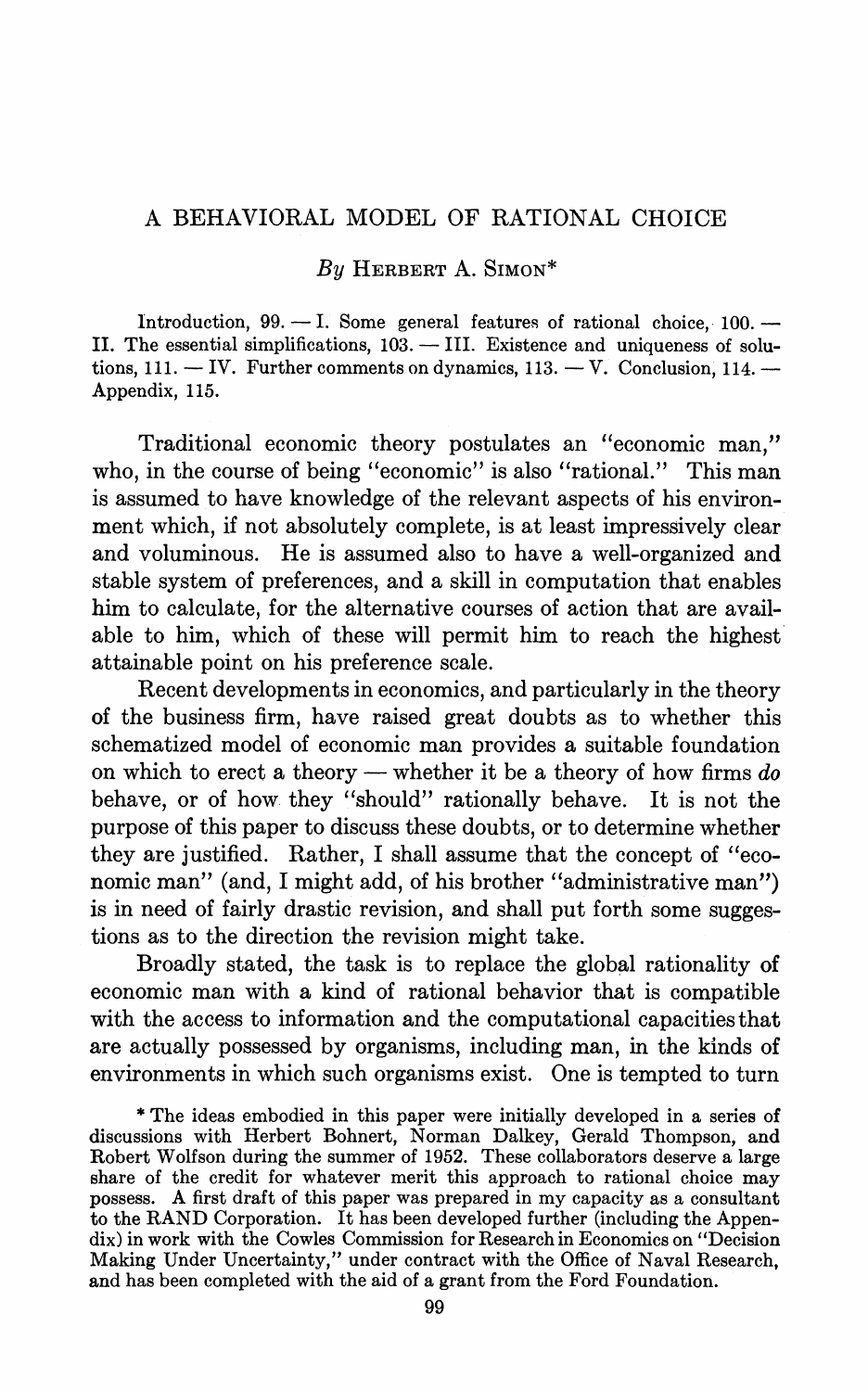# A BEHAVIORAL MODEL OF RATIONAL CHOICE

*By* HERBERT A. SIMON*

Introduction, 99. — I. Some general features of rational choice, 100. — II. The essential simplifications, 103. — III. Existence and uniqueness of solutions, 111. — IV. Further comments on dynamics, 113. — V. Conclusion, 114. — Appendix, 115.

Traditional economic theory postulates an "economic man," who, in the course of being "economic" is also "rational." This man is assumed to have knowledge of the relevant aspects of his environment which, if not absolutely complete, is at least impressively clear and voluminous. He is assumed also to have a well-organized and stable system of preferences, and a skill in computation that enables him to calculate, for the alternative courses of action that are available to him, which of these will permit him to reach the highest attainable point on his preference scale.

Recent developments in economics, and particularly in the theory of the business firm, have raised great doubts as to whether this schematized model of economic man provides a suitable foundation on which to erect a theory — whether it be a theory of how firms *do* behave, or of how they "should" rationally behave. It is not the purpose of this paper to discuss these doubts, or to determine whether they are justified. Rather, I shall assume that the concept of "economic man" (and, I might add, of his brother "administrative man") is in need of fairly drastic revision, and shall put forth some suggestions as to the direction the revision might take.

Broadly stated, the task is to replace the global rationality of economic man with a kind of rational behavior that is compatible with the access to information and the computational capacities that are actually possessed by organisms, including man, in the kinds of environments in which such organisms exist. One is tempted to turn

* The ideas embodied in this paper were initially developed in a series of discussions with Herbert Bohnert, Norman Dalkey, Gerald Thompson, and Robert Wolfson during the summer of 1952. These collaborators deserve a large share of the credit for whatever merit this approach to rational choice may possess. A first draft of this paper was prepared in my capacity as a consultant to the RAND Corporation. It has been developed further (including the Appendix) in work with the Cowles Commission for Research in Economics on "Decision Making Under Uncertainty," under contract with the Office of Naval Research, and has been completed with the aid of a grant from the Ford Foundation.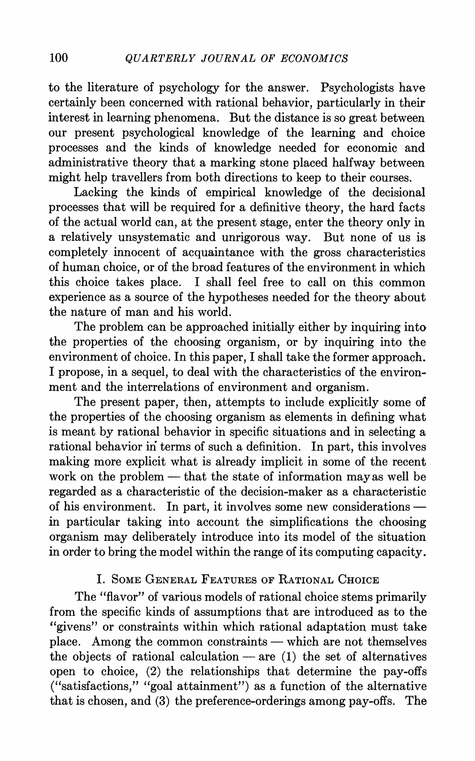to the literature of psychology for the answer. Psychologists have certainly been concerned with rational behavior, particularly in their interest in learning phenomena. But the distance is so great between our present psychological knowledge of the learning and choice processes and the kinds of knowledge needed for economic and administrative theory that a marking stone placed halfway between might help travellers from both directions to keep to their courses.

Lacking the kinds of empirical knowledge of the decisional processes that will be required for a definitive theory, the hard facts of the actual world can, at the present stage, enter the theory only in a relatively unsystematic and unrigorous way. But none of us is completely innocent of acquaintance with the gross characteristics of human choice, or of the broad features of the environment in which this choice takes place. I shall feel free to call on this common experience as a source of the hypotheses needed for the theory about the nature of man and his world.

The problem can be approached initially either by inquiring into the properties of the choosing organism, or by inquiring into the environment of choice. In this paper, I shall take the former approach. I propose, in a sequel, to deal with the characteristics of the environment and the interrelations of environment and organism.

The present paper, then, attempts to include explicitly some of the properties of the choosing organism as elements in defining what is meant by rational behavior in specific situations and in selecting a rational behavior in terms of such a definition. In part, this involves making more explicit what is already implicit in some of the recent work on the problem — that the state of information may as well be regarded as a characteristic of the decision-maker as a characteristic of his environment. In part, it involves some new considerations — in particular taking into account the simplifications the choosing organism may deliberately introduce into its model of the situation in order to bring the model within the range of its computing capacity.

## I. Some General Features of Rational Choice

The "flavor" of various models of rational choice stems primarily from the specific kinds of assumptions that are introduced as to the "givens" or constraints within which rational adaptation must take place. Among the common constraints — which are not themselves the objects of rational calculation — are (1) the set of alternatives open to choice, (2) the relationships that determine the pay-offs ("satisfactions," "goal attainment") as a function of the alternative that is chosen, and (3) the preference-orderings among pay-offs. The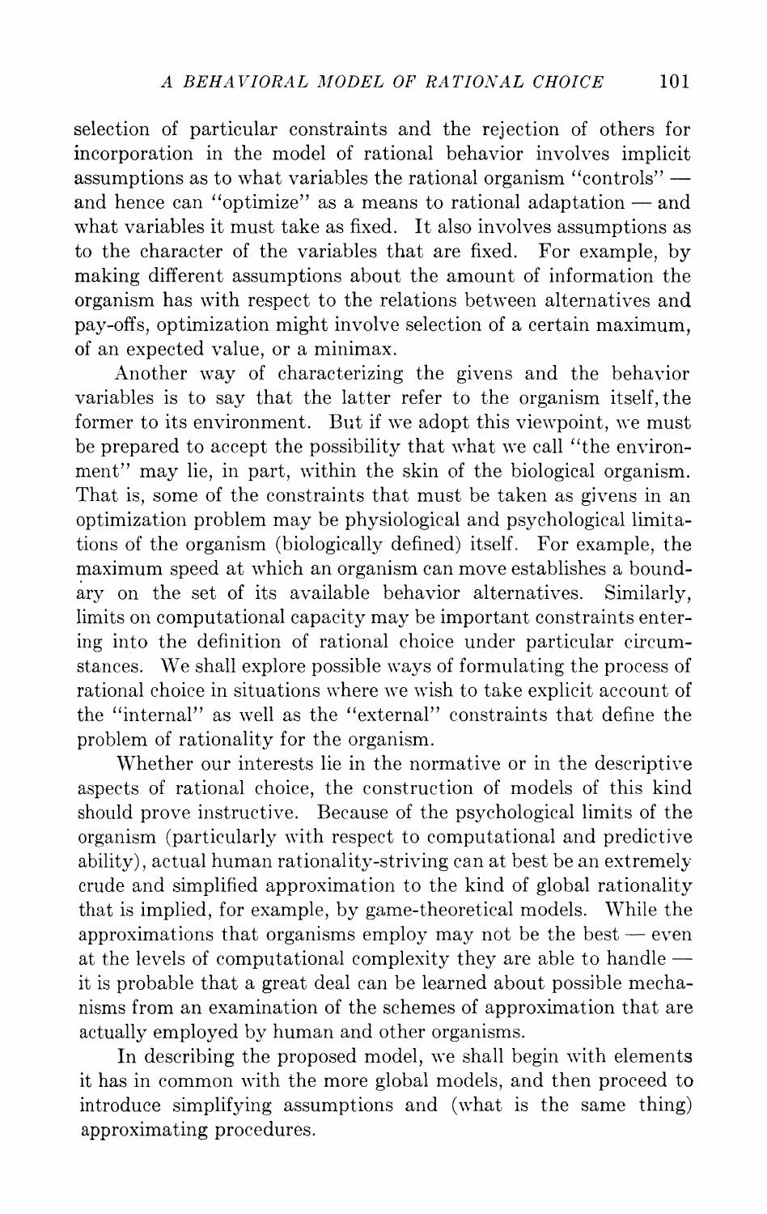selection of particular constraints and the rejection of others for incorporation in the model of rational behavior involves implicit assumptions as to what variables the rational organism "controls" — and hence can "optimize" as a means to rational adaptation — and what variables it must take as fixed. It also involves assumptions as to the character of the variables that are fixed. For example, by making different assumptions about the amount of information the organism has with respect to the relations between alternatives and pay-offs, optimization might involve selection of a certain maximum, of an expected value, or a minimax.

Another way of characterizing the givens and the behavior variables is to say that the latter refer to the organism itself, the former to its environment. But if we adopt this viewpoint, we must be prepared to accept the possibility that what we call "the environment" may lie, in part, within the skin of the biological organism. That is, some of the constraints that must be taken as givens in an optimization problem may be physiological and psychological limitations of the organism (biologically defined) itself. For example, the maximum speed at which an organism can move establishes a boundary on the set of its available behavior alternatives. Similarly, limits on computational capacity may be important constraints entering into the definition of rational choice under particular circumstances. We shall explore possible ways of formulating the process of rational choice in situations where we wish to take explicit account of the "internal" as well as the "external" constraints that define the problem of rationality for the organism.

Whether our interests lie in the normative or in the descriptive aspects of rational choice, the construction of models of this kind should prove instructive. Because of the psychological limits of the organism (particularly with respect to computational and predictive ability), actual human rationality-striving can at best be an extremely crude and simplified approximation to the kind of global rationality that is implied, for example, by game-theoretical models. While the approximations that organisms employ may not be the best — even at the levels of computational complexity they are able to handle — it is probable that a great deal can be learned about possible mechanisms from an examination of the schemes of approximation that are actually employed by human and other organisms.

In describing the proposed model, we shall begin with elements it has in common with the more global models, and then proceed to introduce simplifying assumptions and (what is the same thing) approximating procedures.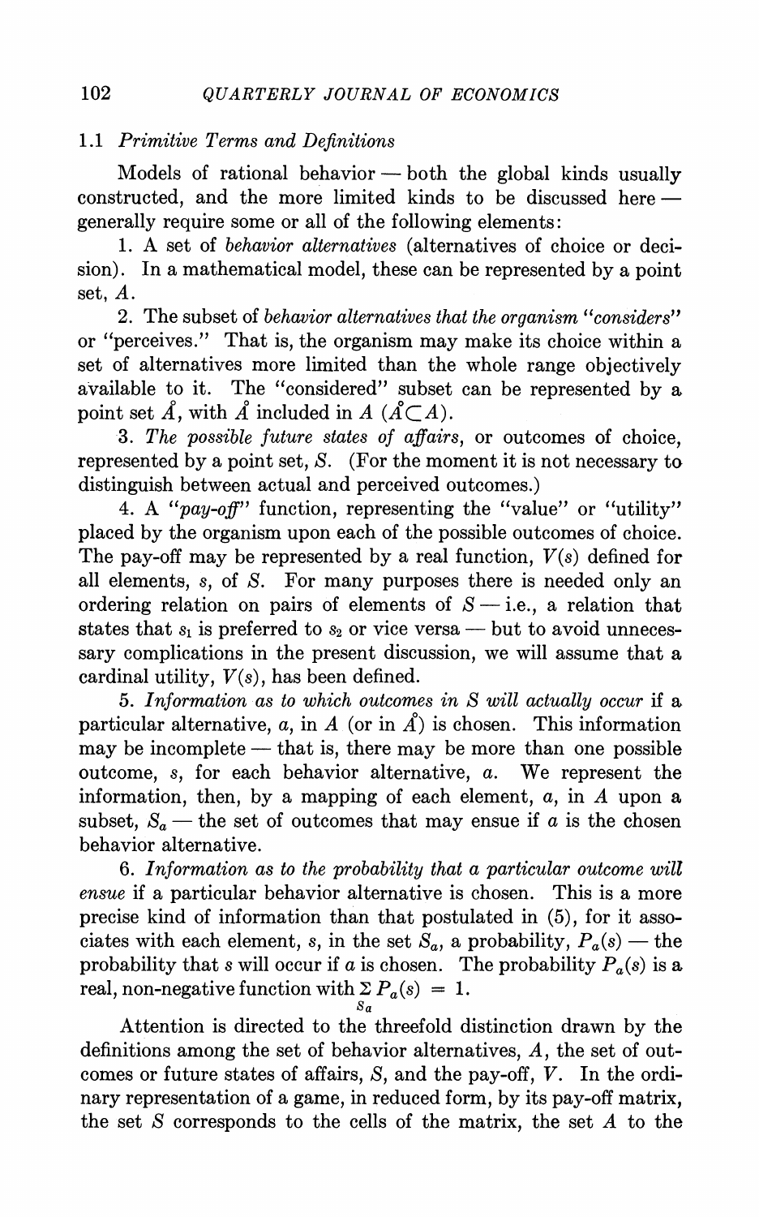### 1.1 *Primitive Terms and Definitions*

Models of rational behavior — both the global kinds usually constructed, and the more limited kinds to be discussed here — generally require some or all of the following elements:

1. A set of *behavior alternatives* (alternatives of choice or decision). In a mathematical model, these can be represented by a point set, $A$.

2. The subset of *behavior alternatives that the organism "considers"* or "perceives." That is, the organism may make its choice within a set of alternatives more limited than the whole range objectively available to it. The "considered" subset can be represented by a point set $\mathring{A}$, with $\mathring{A}$ included in $A$ ($\mathring{A} \subset A$).

3. *The possible future states of affairs*, or outcomes of choice, represented by a point set, $S$. (For the moment it is not necessary to distinguish between actual and perceived outcomes.)

4. A *"pay-off"* function, representing the "value" or "utility" placed by the organism upon each of the possible outcomes of choice. The pay-off may be represented by a real function, $V(s)$ defined for all elements, $s$, of $S$. For many purposes there is needed only an ordering relation on pairs of elements of $S$ — i.e., a relation that states that $s_1$ is preferred to $s_2$ or vice versa — but to avoid unnecessary complications in the present discussion, we will assume that a cardinal utility, $V(s)$, has been defined.

5. *Information as to which outcomes in $S$ will actually occur* if a particular alternative, $a$, in $A$ (or in $\mathring{A}$) is chosen. This information may be incomplete — that is, there may be more than one possible outcome, $s$, for each behavior alternative, $a$. We represent the information, then, by a mapping of each element, $a$, in $A$ upon a subset, $S_a$ — the set of outcomes that may ensue if $a$ is the chosen behavior alternative.

6. *Information as to the probability that a particular outcome will ensue* if a particular behavior alternative is chosen. This is a more precise kind of information than that postulated in (5), for it associates with each element, $s$, in the set $S_a$, a probability, $P_a(s)$ — the probability that $s$ will occur if $a$ is chosen. The probability $P_a(s)$ is a real, non-negative function with $\sum_{S_a} P_a(s) = 1$.

Attention is directed to the threefold distinction drawn by the definitions among the set of behavior alternatives, $A$, the set of outcomes or future states of affairs, $S$, and the pay-off, $V$. In the ordinary representation of a game, in reduced form, by its pay-off matrix, the set $S$ corresponds to the cells of the matrix, the set $A$ to the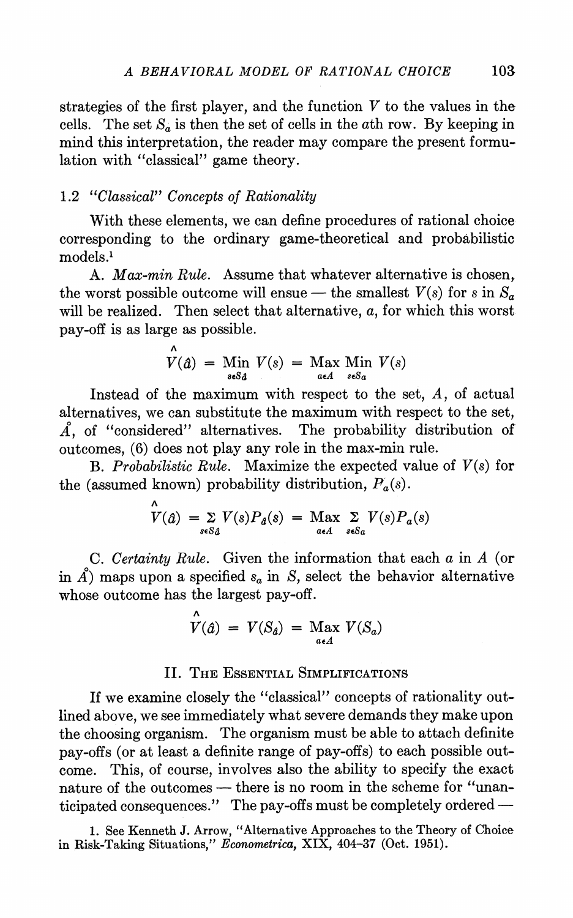strategies of the first player, and the function $V$ to the values in the cells. The set $S_a$ is then the set of cells in the $a$th row. By keeping in mind this interpretation, the reader may compare the present formulation with "classical" game theory.

### 1.2 *"Classical" Concepts of Rationality*

With these elements, we can define procedures of rational choice corresponding to the ordinary game-theoretical and probabilistic models.[1]

A. *Max-min Rule.* Assume that whatever alternative is chosen, the worst possible outcome will ensue — the smallest $V(s)$ for $s$ in $S_a$ will be realized. Then select that alternative, $a$, for which this worst pay-off is as large as possible.

$$\hat{V}(\hat{a}) = \underset{s \epsilon S_{\hat{a}}}{\text{Min}}\, V(s) = \underset{a \epsilon A}{\text{Max}}\, \underset{s \epsilon S_a}{\text{Min}}\, V(s)$$

Instead of the maximum with respect to the set, $A$, of actual alternatives, we can substitute the maximum with respect to the set, $\mathring{A}$, of "considered" alternatives. The probability distribution of outcomes, (6) does not play any role in the max-min rule.

B. *Probabilistic Rule.* Maximize the expected value of $V(s)$ for the (assumed known) probability distribution, $P_a(s)$.

$$\hat{V}(\hat{a}) = \underset{s \epsilon S_{\hat{a}}}{\Sigma}\, V(s) P_{\hat{a}}(s) = \underset{a \epsilon A}{\text{Max}}\, \underset{s \epsilon S_a}{\Sigma}\, V(s) P_a(s)$$

C. *Certainty Rule.* Given the information that each $a$ in $A$ (or in $\mathring{A}$) maps upon a specified $s_a$ in $S$, select the behavior alternative whose outcome has the largest pay-off.

$$\hat{V}(\hat{a}) = V(S_{\hat{a}}) = \underset{a \epsilon A}{\text{Max}}\, V(S_a)$$

## II. The Essential Simplifications

If we examine closely the "classical" concepts of rationality outlined above, we see immediately what severe demands they make upon the choosing organism. The organism must be able to attach definite pay-offs (or at least a definite range of pay-offs) to each possible outcome. This, of course, involves also the ability to specify the exact nature of the outcomes — there is no room in the scheme for "unanticipated consequences." The pay-offs must be completely ordered —

1. See Kenneth J. Arrow, "Alternative Approaches to the Theory of Choice in Risk-Taking Situations," *Econometrica*, XIX, 404–37 (Oct. 1951).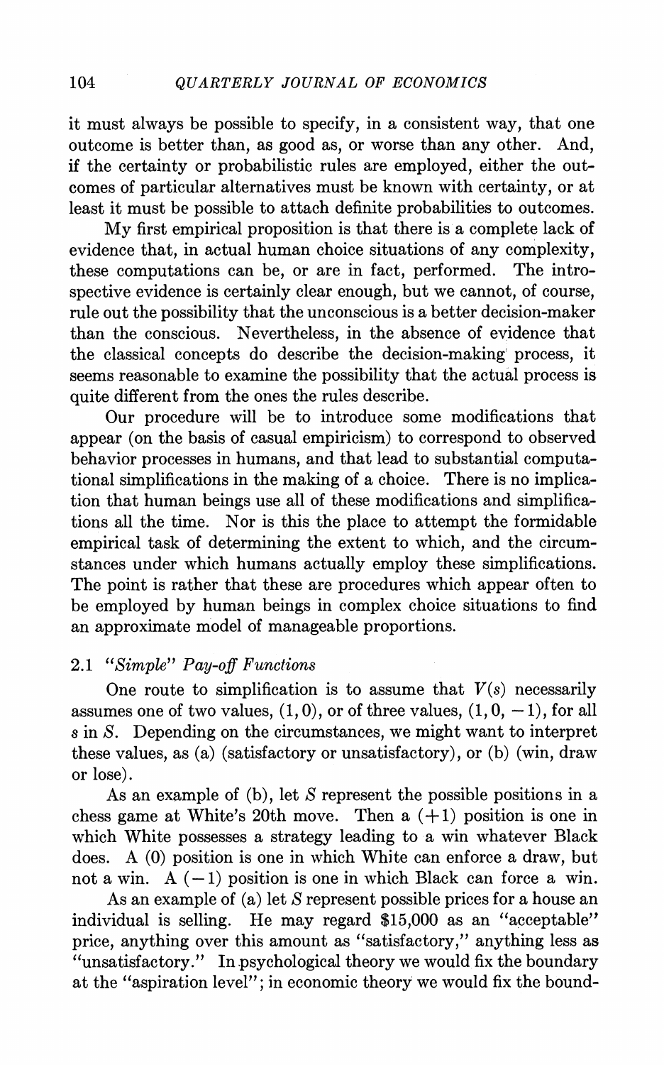it must always be possible to specify, in a consistent way, that one outcome is better than, as good as, or worse than any other. And, if the certainty or probabilistic rules are employed, either the outcomes of particular alternatives must be known with certainty, or at least it must be possible to attach definite probabilities to outcomes.

My first empirical proposition is that there is a complete lack of evidence that, in actual human choice situations of any complexity, these computations can be, or are in fact, performed. The introspective evidence is certainly clear enough, but we cannot, of course, rule out the possibility that the unconscious is a better decision-maker than the conscious. Nevertheless, in the absence of evidence that the classical concepts do describe the decision-making process, it seems reasonable to examine the possibility that the actual process is quite different from the ones the rules describe.

Our procedure will be to introduce some modifications that appear (on the basis of casual empiricism) to correspond to observed behavior processes in humans, and that lead to substantial computational simplifications in the making of a choice. There is no implication that human beings use all of these modifications and simplifications all the time. Nor is this the place to attempt the formidable empirical task of determining the extent to which, and the circumstances under which humans actually employ these simplifications. The point is rather that these are procedures which appear often to be employed by human beings in complex choice situations to find an approximate model of manageable proportions.

### 2.1 "*Simple*" *Pay-off Functions*

One route to simplification is to assume that $V(s)$ necessarily assumes one of two values, $(1, 0)$, or of three values, $(1, 0, -1)$, for all $s$ in $S$. Depending on the circumstances, we might want to interpret these values, as (a) (satisfactory or unsatisfactory), or (b) (win, draw or lose).

As an example of (b), let $S$ represent the possible positions in a chess game at White's 20th move. Then a $(+1)$ position is one in which White possesses a strategy leading to a win whatever Black does. A $(0)$ position is one in which White can enforce a draw, but not a win. A $(-1)$ position is one in which Black can force a win.

As an example of (a) let $S$ represent possible prices for a house an individual is selling. He may regard \$15,000 as an "acceptable" price, anything over this amount as "satisfactory," anything less as "unsatisfactory." In psychological theory we would fix the boundary at the "aspiration level"; in economic theory we would fix the bound-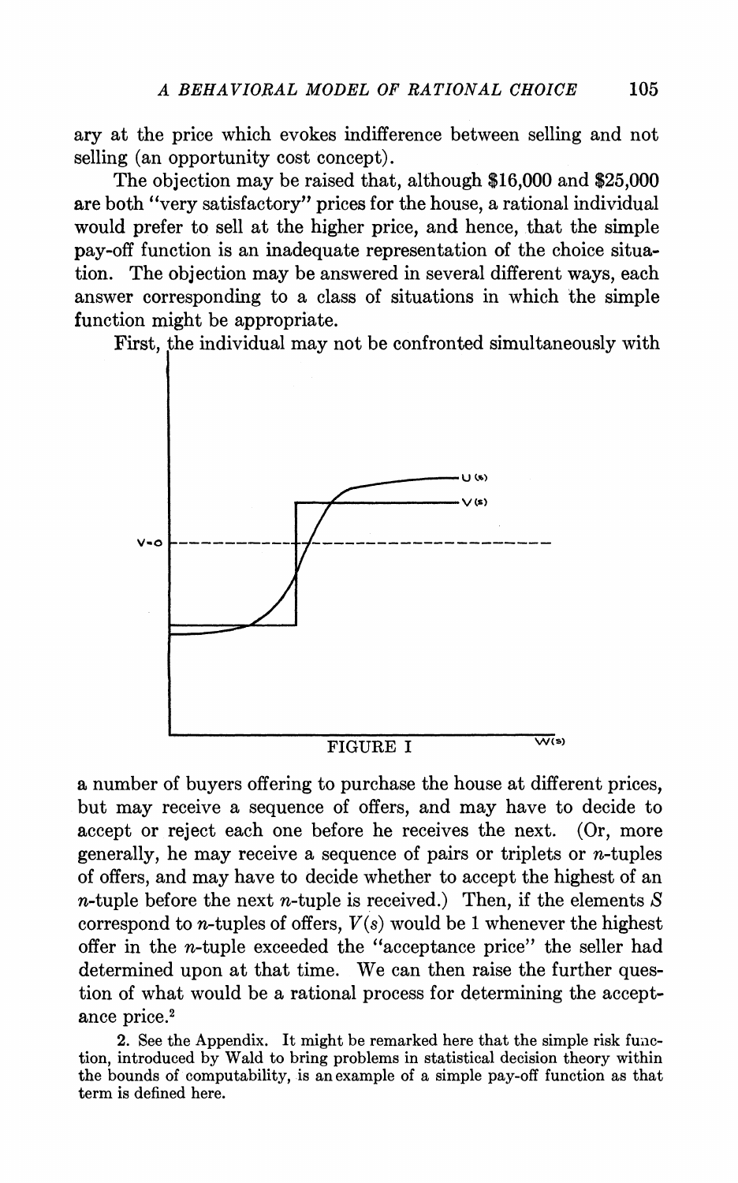ary at the price which evokes indifference between selling and not selling (an opportunity cost concept).

The objection may be raised that, although \$16,000 and \$25,000 are both "very satisfactory" prices for the house, a rational individual would prefer to sell at the higher price, and hence, that the simple pay-off function is an inadequate representation of the choice situation. The objection may be answered in several different ways, each answer corresponding to a class of situations in which the simple function might be appropriate.

First, the individual may not be confronted simultaneously with a number of buyers offering to purchase the house at different prices, but may receive a sequence of offers, and may have to decide to accept or reject each one before he receives the next. (Or, more generally, he may receive a sequence of pairs or triplets or $n$-tuples of offers, and may have to decide whether to accept the highest of an $n$-tuple before the next $n$-tuple is received.) Then, if the elements $S$ correspond to $n$-tuples of offers, $V(s)$ would be 1 whenever the highest offer in the $n$-tuple exceeded the "acceptance price" the seller had determined upon at that time. We can then raise the further question of what would be a rational process for determining the acceptance price.[2]

FIGURE I

2. See the Appendix. It might be remarked here that the simple risk function, introduced by Wald to bring problems in statistical decision theory within the bounds of computability, is an example of a simple pay-off function as that term is defined here.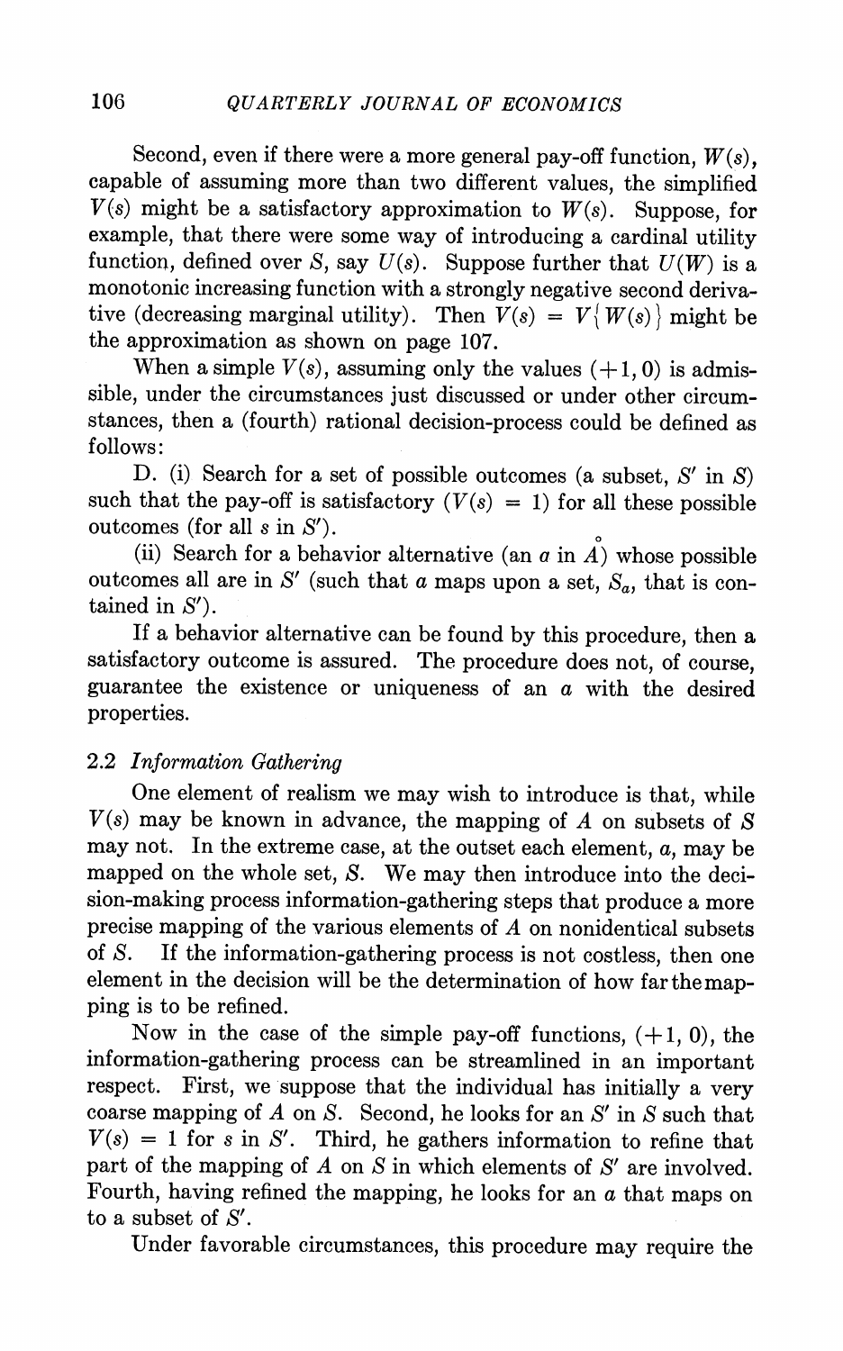Second, even if there were a more general pay-off function, $W(s)$, capable of assuming more than two different values, the simplified $V(s)$ might be a satisfactory approximation to $W(s)$. Suppose, for example, that there were some way of introducing a cardinal utility function, defined over $S$, say $U(s)$. Suppose further that $U(W)$ is a monotonic increasing function with a strongly negative second derivative (decreasing marginal utility). Then $V(s) = V\{W(s)\}$ might be the approximation as shown on page 107.

When a simple $V(s)$, assuming only the values $(+1, 0)$ is admissible, under the circumstances just discussed or under other circumstances, then a (fourth) rational decision-process could be defined as follows:

D. (i) Search for a set of possible outcomes (a subset, $S'$ in $S$) such that the pay-off is satisfactory ($V(s) = 1$) for all these possible outcomes (for all $s$ in $S'$).

(ii) Search for a behavior alternative (an $a$ in $\mathring{A}$) whose possible outcomes all are in $S'$ (such that $a$ maps upon a set, $S_a$, that is contained in $S'$).

If a behavior alternative can be found by this procedure, then a satisfactory outcome is assured. The procedure does not, of course, guarantee the existence or uniqueness of an $a$ with the desired properties.

### 2.2 *Information Gathering*

One element of realism we may wish to introduce is that, while $V(s)$ may be known in advance, the mapping of $A$ on subsets of $S$ may not. In the extreme case, at the outset each element, $a$, may be mapped on the whole set, $S$. We may then introduce into the decision-making process information-gathering steps that produce a more precise mapping of the various elements of $A$ on nonidentical subsets of $S$. If the information-gathering process is not costless, then one element in the decision will be the determination of how far the mapping is to be refined.

Now in the case of the simple pay-off functions, $(+1, 0)$, the information-gathering process can be streamlined in an important respect. First, we suppose that the individual has initially a very coarse mapping of $A$ on $S$. Second, he looks for an $S'$ in $S$ such that $V(s) = 1$ for $s$ in $S'$. Third, he gathers information to refine that part of the mapping of $A$ on $S$ in which elements of $S'$ are involved. Fourth, having refined the mapping, he looks for an $a$ that maps on to a subset of $S'$.

Under favorable circumstances, this procedure may require the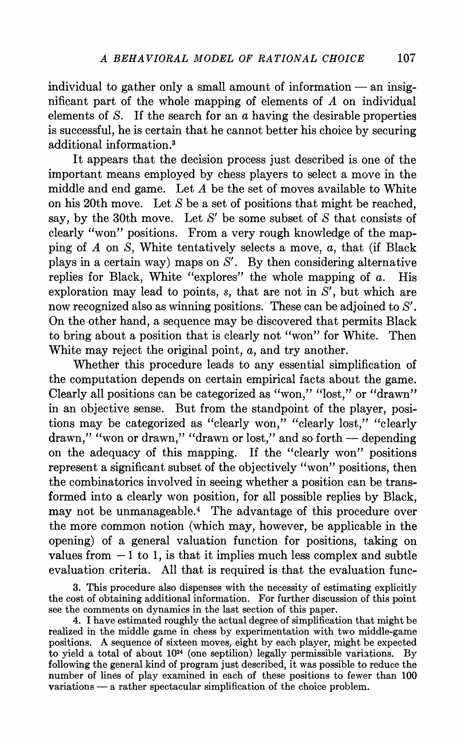individual to gather only a small amount of information — an insignificant part of the whole mapping of elements of $A$ on individual elements of $S$. If the search for an $a$ having the desirable properties is successful, he is certain that he cannot better his choice by securing additional information.[3]

It appears that the decision process just described is one of the important means employed by chess players to select a move in the middle and end game. Let $A$ be the set of moves available to White on his 20th move. Let $S$ be a set of positions that might be reached, say, by the 30th move. Let $S'$ be some subset of $S$ that consists of clearly "won" positions. From a very rough knowledge of the mapping of $A$ on $S$, White tentatively selects a move, $a$, that (if Black plays in a certain way) maps on $S'$. By then considering alternative replies for Black, White "explores" the whole mapping of $a$. His exploration may lead to points, $s$, that are not in $S'$, but which are now recognized also as winning positions. These can be adjoined to $S'$. On the other hand, a sequence may be discovered that permits Black to bring about a position that is clearly not "won" for White. Then White may reject the original point, $a$, and try another.

Whether this procedure leads to any essential simplification of the computation depends on certain empirical facts about the game. Clearly all positions can be categorized as "won," "lost," or "drawn" in an objective sense. But from the standpoint of the player, positions may be categorized as "clearly won," "clearly lost," "clearly drawn," "won or drawn," "drawn or lost," and so forth — depending on the adequacy of this mapping. If the "clearly won" positions represent a significant subset of the objectively "won" positions, then the combinatorics involved in seeing whether a position can be transformed into a clearly won position, for all possible replies by Black, may not be unmanageable.[4] The advantage of this procedure over the more common notion (which may, however, be applicable in the opening) of a general valuation function for positions, taking on values from $-1$ to $1$, is that it implies much less complex and subtle evaluation criteria. All that is required is that the evaluation func-

3. This procedure also dispenses with the necessity of estimating explicitly the cost of obtaining additional information. For further discussion of this point see the comments on dynamics in the last section of this paper.

4. I have estimated roughly the actual degree of simplification that might be realized in the middle game in chess by experimentation with two middle-game positions. A sequence of sixteen moves, eight by each player, might be expected to yield a total of about $10^{24}$ (one septilion) legally permissible variations. By following the general kind of program just described, it was possible to reduce the number of lines of play examined in each of these positions to fewer than 100 variations — a rather spectacular simplification of the choice problem.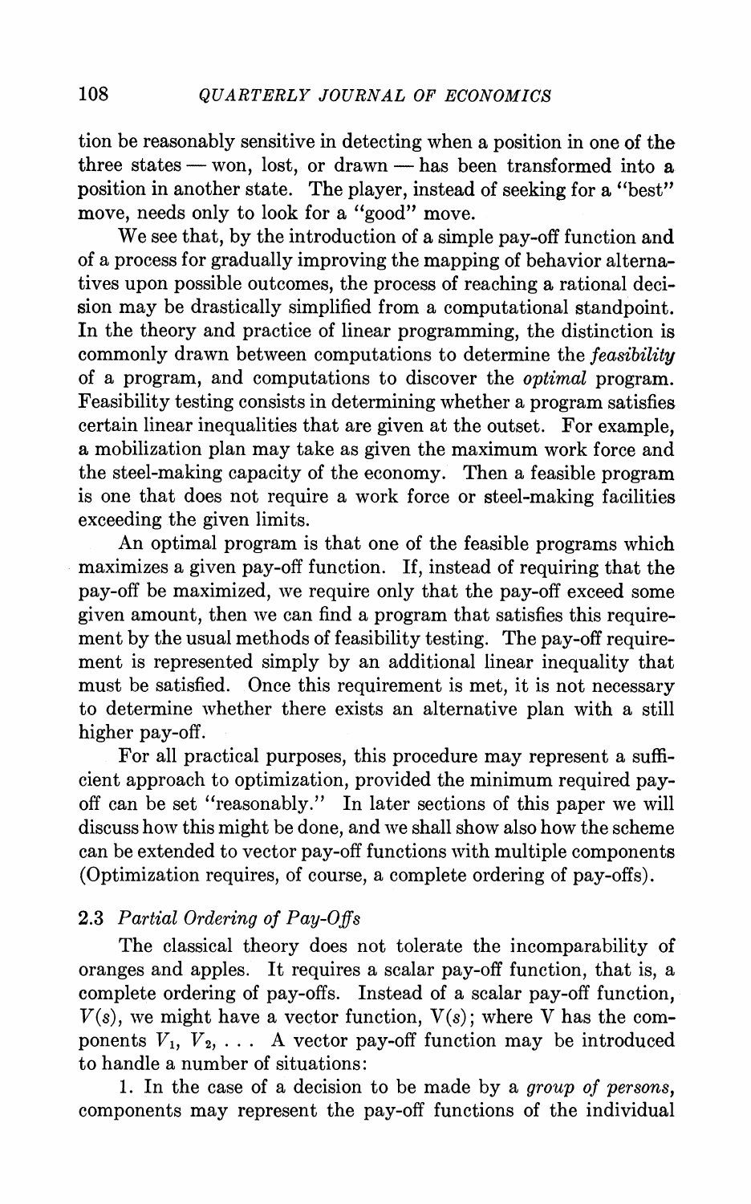tion be reasonably sensitive in detecting when a position in one of the three states — won, lost, or drawn — has been transformed into a position in another state. The player, instead of seeking for a "best" move, needs only to look for a "good" move.

We see that, by the introduction of a simple pay-off function and of a process for gradually improving the mapping of behavior alternatives upon possible outcomes, the process of reaching a rational decision may be drastically simplified from a computational standpoint. In the theory and practice of linear programming, the distinction is commonly drawn between computations to determine the *feasibility* of a program, and computations to discover the *optimal* program. Feasibility testing consists in determining whether a program satisfies certain linear inequalities that are given at the outset. For example, a mobilization plan may take as given the maximum work force and the steel-making capacity of the economy. Then a feasible program is one that does not require a work force or steel-making facilities exceeding the given limits.

An optimal program is that one of the feasible programs which maximizes a given pay-off function. If, instead of requiring that the pay-off be maximized, we require only that the pay-off exceed some given amount, then we can find a program that satisfies this requirement by the usual methods of feasibility testing. The pay-off requirement is represented simply by an additional linear inequality that must be satisfied. Once this requirement is met, it is not necessary to determine whether there exists an alternative plan with a still higher pay-off.

For all practical purposes, this procedure may represent a sufficient approach to optimization, provided the minimum required pay-off can be set "reasonably." In later sections of this paper we will discuss how this might be done, and we shall show also how the scheme can be extended to vector pay-off functions with multiple components (Optimization requires, of course, a complete ordering of pay-offs).

### 2.3 *Partial Ordering of Pay-Offs*

The classical theory does not tolerate the incomparability of oranges and apples. It requires a scalar pay-off function, that is, a complete ordering of pay-offs. Instead of a scalar pay-off function, $V(s)$, we might have a vector function, $\mathrm{V}(s)$; where $\mathrm{V}$ has the components $V_1$, $V_2$, . . . A vector pay-off function may be introduced to handle a number of situations:

1. In the case of a decision to be made by a *group of persons*, components may represent the pay-off functions of the individual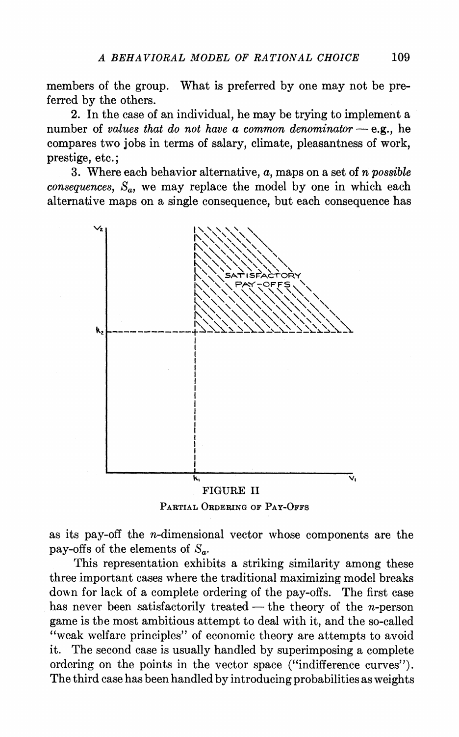members of the group. What is preferred by one may not be preferred by the others.

2. In the case of an individual, he may be trying to implement a number of *values that do not have a common denominator* — e.g., he compares two jobs in terms of salary, climate, pleasantness of work, prestige, etc.;

3. Where each behavior alternative, $a$, maps on a set of $n$ *possible consequences*, $S_a$, we may replace the model by one in which each alternative maps on a single consequence, but each consequence has

FIGURE II

PARTIAL ORDERING OF PAY-OFFS

as its pay-off the $n$-dimensional vector whose components are the pay-offs of the elements of $S_a$.

This representation exhibits a striking similarity among these three important cases where the traditional maximizing model breaks down for lack of a complete ordering of the pay-offs. The first case has never been satisfactorily treated — the theory of the $n$-person game is the most ambitious attempt to deal with it, and the so-called "weak welfare principles" of economic theory are attempts to avoid it. The second case is usually handled by superimposing a complete ordering on the points in the vector space ("indifference curves"). The third case has been handled by introducing probabilities as weights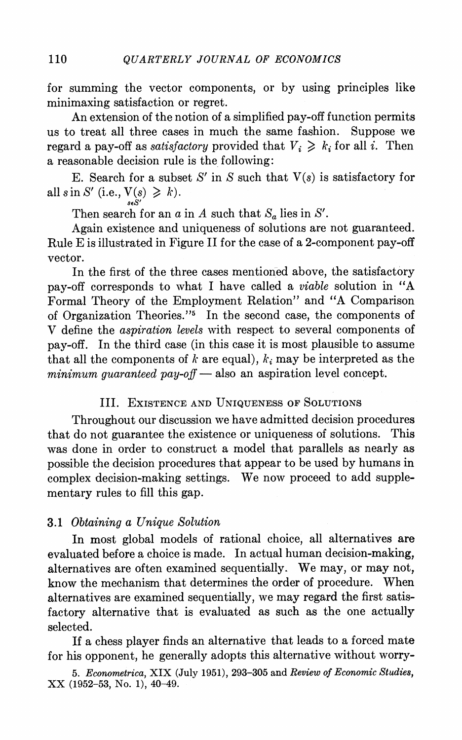for summing the vector components, or by using principles like minimaxing satisfaction or regret.

An extension of the notion of a simplified pay-off function permits us to treat all three cases in much the same fashion. Suppose we regard a pay-off as *satisfactory* provided that $V_i \geqslant k_i$ for all $i$. Then a reasonable decision rule is the following:

E. Search for a subset $S'$ in $S$ such that $V(s)$ is satisfactory for all $s$ in $S'$ (i.e., $\underset{s \epsilon S'}{V(s)} \geqslant k$).

Then search for an $a$ in $A$ such that $S_a$ lies in $S'$.

Again existence and uniqueness of solutions are not guaranteed. Rule E is illustrated in Figure II for the case of a 2-component pay-off vector.

In the first of the three cases mentioned above, the satisfactory pay-off corresponds to what I have called a *viable* solution in "A Formal Theory of the Employment Relation" and "A Comparison of Organization Theories."[5] In the second case, the components of V define the *aspiration levels* with respect to several components of pay-off. In the third case (in this case it is most plausible to assume that all the components of $k$ are equal), $k_i$ may be interpreted as the *minimum guaranteed pay-off* — also an aspiration level concept.

## III. Existence and Uniqueness of Solutions

Throughout our discussion we have admitted decision procedures that do not guarantee the existence or uniqueness of solutions. This was done in order to construct a model that parallels as nearly as possible the decision procedures that appear to be used by humans in complex decision-making settings. We now proceed to add supplementary rules to fill this gap.

### 3.1 *Obtaining a Unique Solution*

In most global models of rational choice, all alternatives are evaluated before a choice is made. In actual human decision-making, alternatives are often examined sequentially. We may, or may not, know the mechanism that determines the order of procedure. When alternatives are examined sequentially, we may regard the first satisfactory alternative that is evaluated as such as the one actually selected.

If a chess player finds an alternative that leads to a forced mate for his opponent, he generally adopts this alternative without worry-

5. *Econometrica*, XIX (July 1951), 293–305 and *Review of Economic Studies*, XX (1952–53, No. 1), 40–49.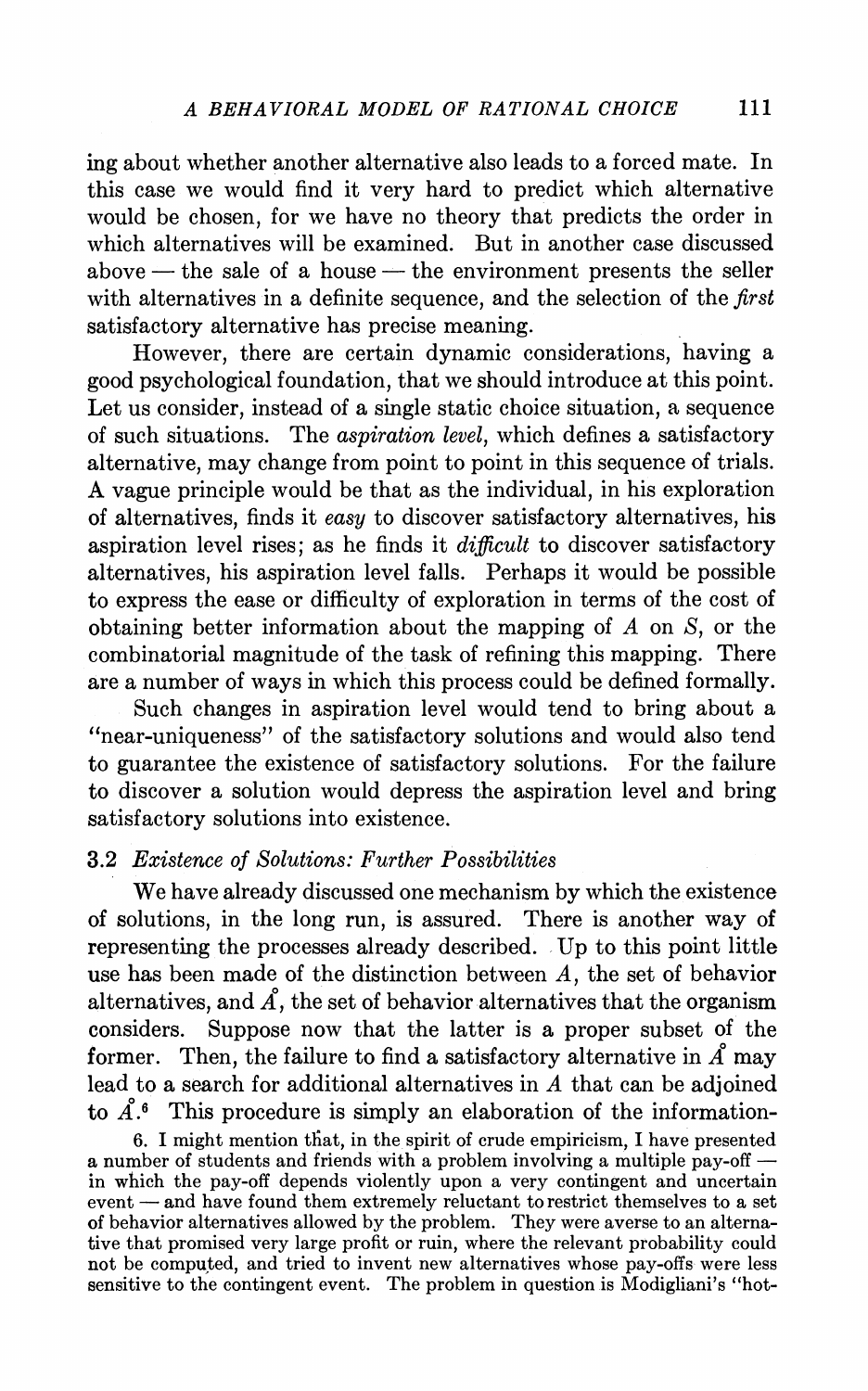ing about whether another alternative also leads to a forced mate. In this case we would find it very hard to predict which alternative would be chosen, for we have no theory that predicts the order in which alternatives will be examined. But in another case discussed above — the sale of a house — the environment presents the seller with alternatives in a definite sequence, and the selection of the *first* satisfactory alternative has precise meaning.

However, there are certain dynamic considerations, having a good psychological foundation, that we should introduce at this point. Let us consider, instead of a single static choice situation, a sequence of such situations. The *aspiration level*, which defines a satisfactory alternative, may change from point to point in this sequence of trials. A vague principle would be that as the individual, in his exploration of alternatives, finds it *easy* to discover satisfactory alternatives, his aspiration level rises; as he finds it *difficult* to discover satisfactory alternatives, his aspiration level falls. Perhaps it would be possible to express the ease or difficulty of exploration in terms of the cost of obtaining better information about the mapping of $A$ on $S$, or the combinatorial magnitude of the task of refining this mapping. There are a number of ways in which this process could be defined formally.

Such changes in aspiration level would tend to bring about a "near-uniqueness" of the satisfactory solutions and would also tend to guarantee the existence of satisfactory solutions. For the failure to discover a solution would depress the aspiration level and bring satisfactory solutions into existence.

## 3.2 *Existence of Solutions: Further Possibilities*

We have already discussed one mechanism by which the existence of solutions, in the long run, is assured. There is another way of representing the processes already described. Up to this point little use has been made of the distinction between $A$, the set of behavior alternatives, and $\mathring{A}$, the set of behavior alternatives that the organism considers. Suppose now that the latter is a proper subset of the former. Then, the failure to find a satisfactory alternative in $\mathring{A}$ may lead to a search for additional alternatives in $A$ that can be adjoined to $\mathring{A}$.[6] This procedure is simply an elaboration of the information-

6. I might mention that, in the spirit of crude empiricism, I have presented a number of students and friends with a problem involving a multiple pay-off — in which the pay-off depends violently upon a very contingent and uncertain event — and have found them extremely reluctant to restrict themselves to a set of behavior alternatives allowed by the problem. They were averse to an alternative that promised very large profit or ruin, where the relevant probability could not be computed, and tried to invent new alternatives whose pay-offs were less sensitive to the contingent event. The problem in question is Modigliani's "hot-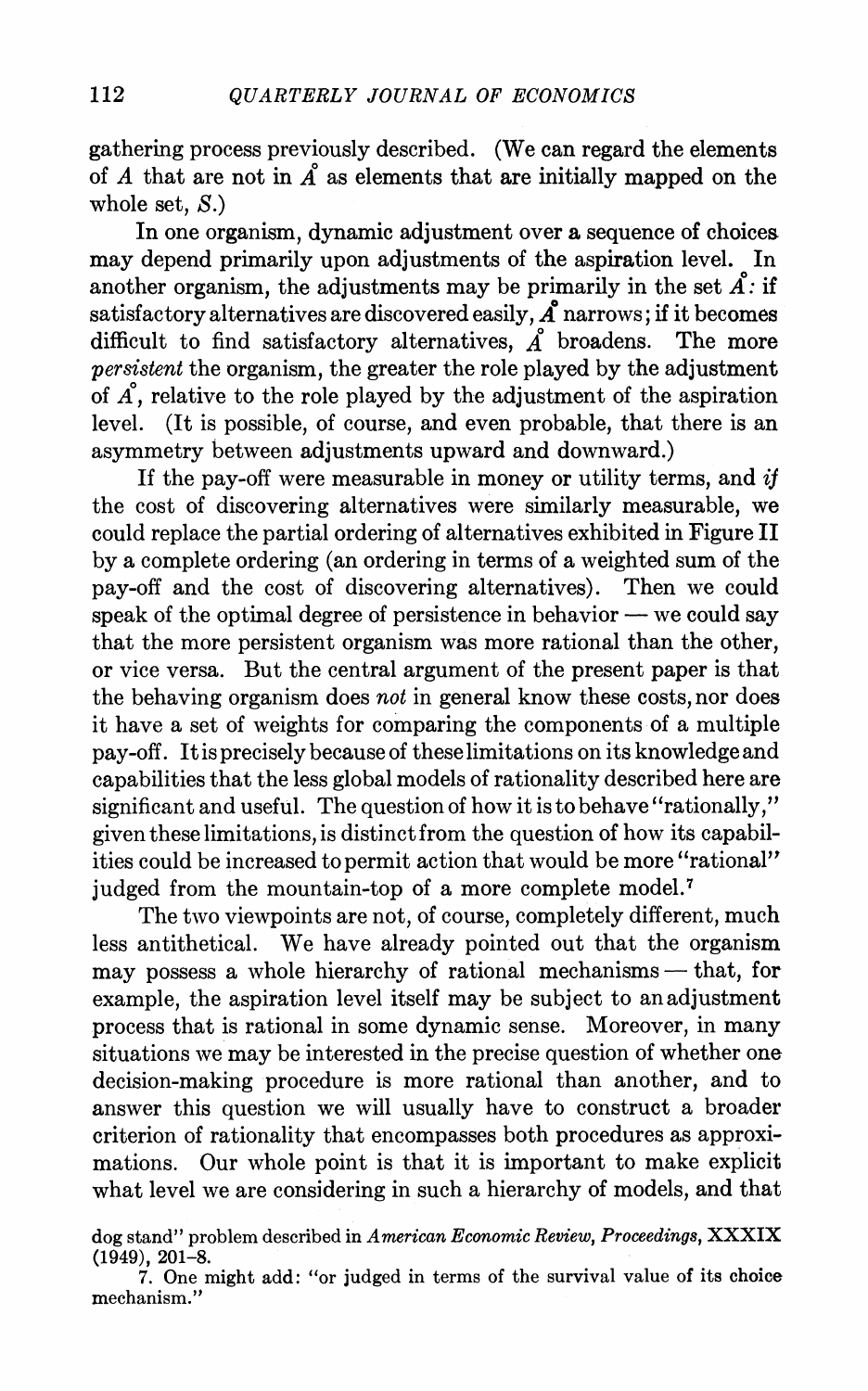gathering process previously described. (We can regard the elements of $A$ that are not in $\mathring{A}$ as elements that are initially mapped on the whole set, $S$.)

In one organism, dynamic adjustment over a sequence of choices may depend primarily upon adjustments of the aspiration level. In another organism, the adjustments may be primarily in the set $\mathring{A}$: if satisfactory alternatives are discovered easily, $\mathring{A}$ narrows; if it becomes difficult to find satisfactory alternatives, $\mathring{A}$ broadens. The more *persistent* the organism, the greater the role played by the adjustment of $\mathring{A}$, relative to the role played by the adjustment of the aspiration level. (It is possible, of course, and even probable, that there is an asymmetry between adjustments upward and downward.)

If the pay-off were measurable in money or utility terms, and *if* the cost of discovering alternatives were similarly measurable, we could replace the partial ordering of alternatives exhibited in Figure II by a complete ordering (an ordering in terms of a weighted sum of the pay-off and the cost of discovering alternatives). Then we could speak of the optimal degree of persistence in behavior — we could say that the more persistent organism was more rational than the other, or vice versa. But the central argument of the present paper is that the behaving organism does *not* in general know these costs, nor does it have a set of weights for comparing the components of a multiple pay-off. It is precisely because of these limitations on its knowledge and capabilities that the less global models of rationality described here are significant and useful. The question of how it is to behave "rationally," given these limitations, is distinct from the question of how its capabilities could be increased to permit action that would be more "rational" judged from the mountain-top of a more complete model.[7]

The two viewpoints are not, of course, completely different, much less antithetical. We have already pointed out that the organism may possess a whole hierarchy of rational mechanisms — that, for example, the aspiration level itself may be subject to an adjustment process that is rational in some dynamic sense. Moreover, in many situations we may be interested in the precise question of whether one decision-making procedure is more rational than another, and to answer this question we will usually have to construct a broader criterion of rationality that encompasses both procedures as approximations. Our whole point is that it is important to make explicit what level we are considering in such a hierarchy of models, and that

dog stand" problem described in *American Economic Review, Proceedings*, XXXIX (1949), 201–8.

7. One might add: "or judged in terms of the survival value of its choice mechanism."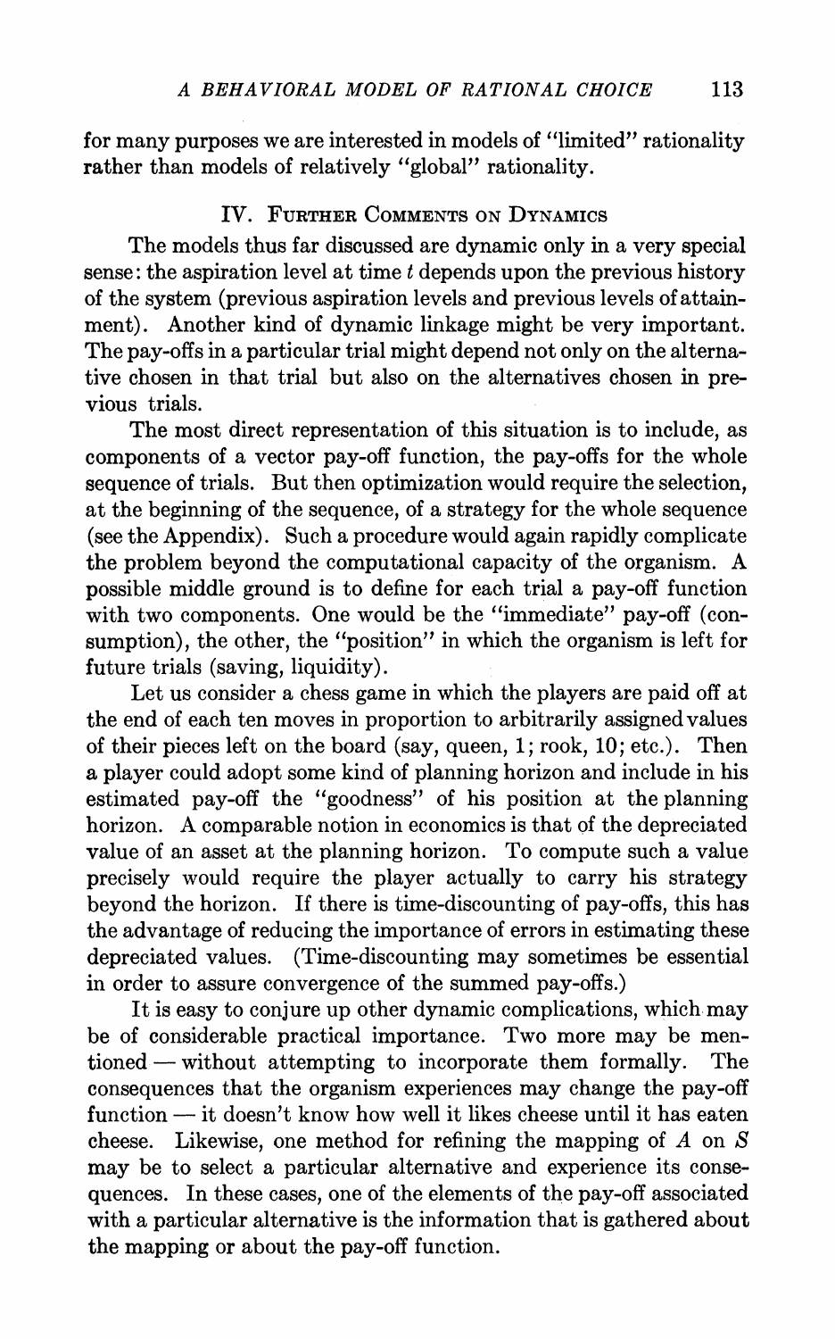for many purposes we are interested in models of "limited" rationality rather than models of relatively "global" rationality.

## IV. Further Comments on Dynamics

The models thus far discussed are dynamic only in a very special sense: the aspiration level at time $t$ depends upon the previous history of the system (previous aspiration levels and previous levels of attainment). Another kind of dynamic linkage might be very important. The pay-offs in a particular trial might depend not only on the alternative chosen in that trial but also on the alternatives chosen in previous trials.

The most direct representation of this situation is to include, as components of a vector pay-off function, the pay-offs for the whole sequence of trials. But then optimization would require the selection, at the beginning of the sequence, of a strategy for the whole sequence (see the Appendix). Such a procedure would again rapidly complicate the problem beyond the computational capacity of the organism. A possible middle ground is to define for each trial a pay-off function with two components. One would be the "immediate" pay-off (consumption), the other, the "position" in which the organism is left for future trials (saving, liquidity).

Let us consider a chess game in which the players are paid off at the end of each ten moves in proportion to arbitrarily assigned values of their pieces left on the board (say, queen, 1; rook, 10; etc.). Then a player could adopt some kind of planning horizon and include in his estimated pay-off the "goodness" of his position at the planning horizon. A comparable notion in economics is that of the depreciated value of an asset at the planning horizon. To compute such a value precisely would require the player actually to carry his strategy beyond the horizon. If there is time-discounting of pay-offs, this has the advantage of reducing the importance of errors in estimating these depreciated values. (Time-discounting may sometimes be essential in order to assure convergence of the summed pay-offs.)

It is easy to conjure up other dynamic complications, which may be of considerable practical importance. Two more may be mentioned — without attempting to incorporate them formally. The consequences that the organism experiences may change the pay-off function — it doesn't know how well it likes cheese until it has eaten cheese. Likewise, one method for refining the mapping of $A$ on $S$ may be to select a particular alternative and experience its consequences. In these cases, one of the elements of the pay-off associated with a particular alternative is the information that is gathered about the mapping or about the pay-off function.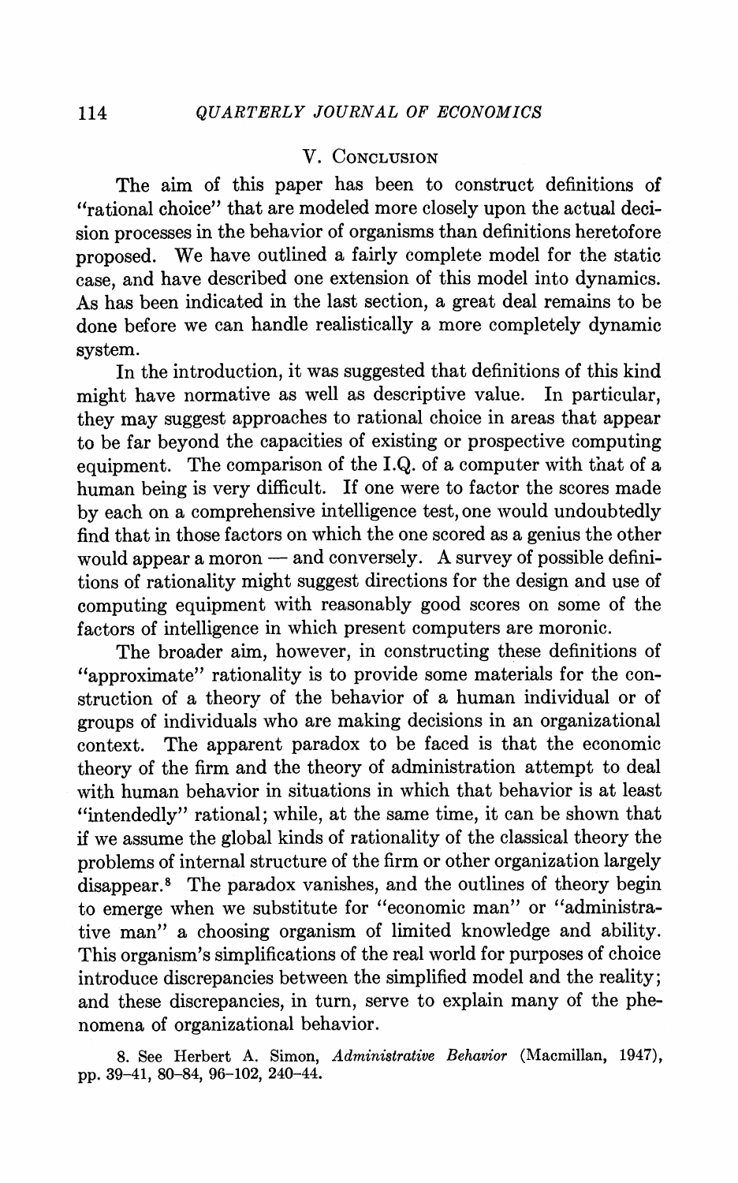## V. Conclusion

The aim of this paper has been to construct definitions of "rational choice" that are modeled more closely upon the actual decision processes in the behavior of organisms than definitions heretofore proposed. We have outlined a fairly complete model for the static case, and have described one extension of this model into dynamics. As has been indicated in the last section, a great deal remains to be done before we can handle realistically a more completely dynamic system.

In the introduction, it was suggested that definitions of this kind might have normative as well as descriptive value. In particular, they may suggest approaches to rational choice in areas that appear to be far beyond the capacities of existing or prospective computing equipment. The comparison of the I.Q. of a computer with that of a human being is very difficult. If one were to factor the scores made by each on a comprehensive intelligence test, one would undoubtedly find that in those factors on which the one scored as a genius the other would appear a moron — and conversely. A survey of possible definitions of rationality might suggest directions for the design and use of computing equipment with reasonably good scores on some of the factors of intelligence in which present computers are moronic.

The broader aim, however, in constructing these definitions of "approximate" rationality is to provide some materials for the construction of a theory of the behavior of a human individual or of groups of individuals who are making decisions in an organizational context. The apparent paradox to be faced is that the economic theory of the firm and the theory of administration attempt to deal with human behavior in situations in which that behavior is at least "intendedly" rational; while, at the same time, it can be shown that if we assume the global kinds of rationality of the classical theory the problems of internal structure of the firm or other organization largely disappear.[8] The paradox vanishes, and the outlines of theory begin to emerge when we substitute for "economic man" or "administrative man" a choosing organism of limited knowledge and ability. This organism's simplifications of the real world for purposes of choice introduce discrepancies between the simplified model and the reality; and these discrepancies, in turn, serve to explain many of the phenomena of organizational behavior.

8. See Herbert A. Simon, *Administrative Behavior* (Macmillan, 1947), pp. 39–41, 80–84, 96–102, 240–44.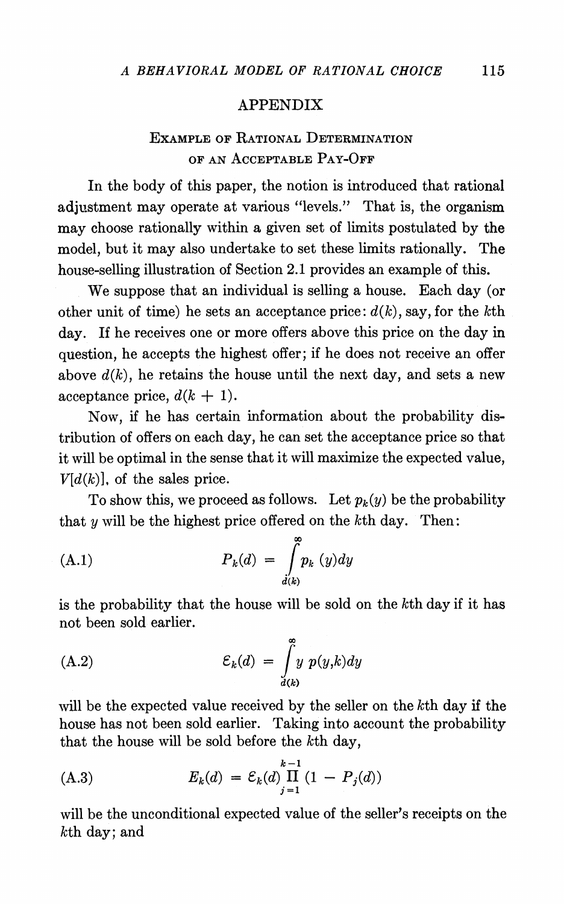## APPENDIX

### Example of Rational Determination of an Acceptable Pay-Off

In the body of this paper, the notion is introduced that rational adjustment may operate at various "levels." That is, the organism may choose rationally within a given set of limits postulated by the model, but it may also undertake to set these limits rationally. The house-selling illustration of Section 2.1 provides an example of this.

We suppose that an individual is selling a house. Each day (or other unit of time) he sets an acceptance price: $d(k)$, say, for the $k$th day. If he receives one or more offers above this price on the day in question, he accepts the highest offer; if he does not receive an offer above $d(k)$, he retains the house until the next day, and sets a new acceptance price, $d(k + 1)$.

Now, if he has certain information about the probability distribution of offers on each day, he can set the acceptance price so that it will be optimal in the sense that it will maximize the expected value, $V[d(k)]$, of the sales price.

To show this, we proceed as follows. Let $p_k(y)$ be the probability that $y$ will be the highest price offered on the $k$th day. Then:

$$P_k(d) = \int_{d(k)}^{\infty} p_k\,(y)dy \tag{A.1}$$

is the probability that the house will be sold on the $k$th day if it has not been sold earlier.

$$\mathcal{E}_k(d) = \int_{d(k)}^{\infty} y\; p(y,k)dy \tag{A.2}$$

will be the expected value received by the seller on the $k$th day if the house has not been sold earlier. Taking into account the probability that the house will be sold before the $k$th day,

$$E_k(d) = \mathcal{E}_k(d) \prod_{j=1}^{k-1} (1 - P_j(d)) \tag{A.3}$$

will be the unconditional expected value of the seller's receipts on the $k$th day; and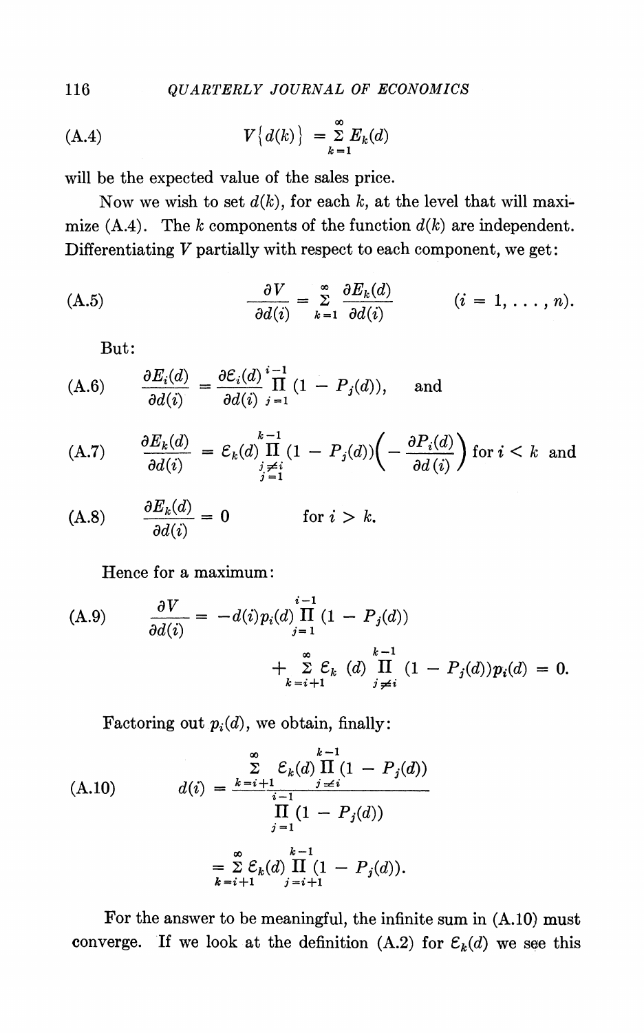$$V\{d(k)\} = \sum_{k=1}^{\infty} E_k(d) \tag{A.4}$$

will be the expected value of the sales price.

Now we wish to set $d(k)$, for each $k$, at the level that will maximize (A.4). The $k$ components of the function $d(k)$ are independent. Differentiating $V$ partially with respect to each component, we get:

$$\frac{\partial V}{\partial d(i)} = \sum_{k=1}^{\infty} \frac{\partial E_k(d)}{\partial d(i)} \qquad (i = 1, \ldots, n). \tag{A.5}$$

But:

$$\frac{\partial E_i(d)}{\partial d(i)} = \frac{\partial \mathcal{E}_i(d)}{\partial d(i)} \prod_{j=1}^{i-1} (1 - P_j(d)), \quad \text{and} \tag{A.6}$$

$$\frac{\partial E_k(d)}{\partial d(i)} = \mathcal{E}_k(d) \prod_{\substack{j \neq i \\ j=1}}^{k-1} (1 - P_j(d)) \left( - \frac{\partial P_i(d)}{\partial d(i)} \right) \text{ for } i < k \text{ and} \tag{A.7}$$

$$\frac{\partial E_k(d)}{\partial d(i)} = 0 \qquad \text{for } i > k. \tag{A.8}$$

Hence for a maximum:

$$\frac{\partial V}{\partial d(i)} = -d(i) p_i(d) \prod_{j=1}^{i-1} (1 - P_j(d)) + \sum_{k=i+1}^{\infty} \mathcal{E}_k(d) \prod_{j \neq i}^{k-1} (1 - P_j(d)) p_i(d) = 0. \tag{A.9}$$

Factoring out $p_i(d)$, we obtain, finally:

$$d(i) = \frac{\sum_{k=i+1}^{\infty} \mathcal{E}_k(d) \prod_{j \neq i}^{k-1} (1 - P_j(d))}{\prod_{j=1}^{i-1} (1 - P_j(d))} = \sum_{k=i+1}^{\infty} \mathcal{E}_k(d) \prod_{j=i+1}^{k-1} (1 - P_j(d)). \tag{A.10}$$

For the answer to be meaningful, the infinite sum in (A.10) must converge. If we look at the definition (A.2) for $\mathcal{E}_k(d)$ we see this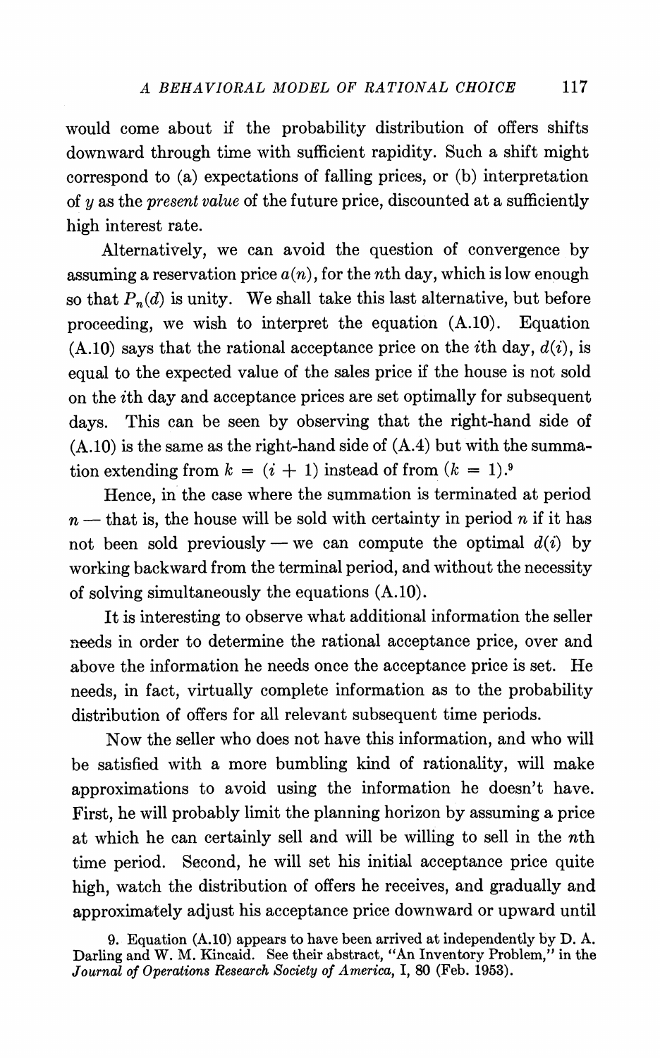would come about if the probability distribution of offers shifts downward through time with sufficient rapidity. Such a shift might correspond to (a) expectations of falling prices, or (b) interpretation of $y$ as the *present value* of the future price, discounted at a sufficiently high interest rate.

Alternatively, we can avoid the question of convergence by assuming a reservation price $a(n)$, for the $n$th day, which is low enough so that $P_n(d)$ is unity. We shall take this last alternative, but before proceeding, we wish to interpret the equation (A.10). Equation (A.10) says that the rational acceptance price on the $i$th day, $d(i)$, is equal to the expected value of the sales price if the house is not sold on the $i$th day and acceptance prices are set optimally for subsequent days. This can be seen by observing that the right-hand side of (A.10) is the same as the right-hand side of (A.4) but with the summation extending from $k = (i + 1)$ instead of from $(k = 1)$.[9]

Hence, in the case where the summation is terminated at period $n$ — that is, the house will be sold with certainty in period $n$ if it has not been sold previously — we can compute the optimal $d(i)$ by working backward from the terminal period, and without the necessity of solving simultaneously the equations (A.10).

It is interesting to observe what additional information the seller needs in order to determine the rational acceptance price, over and above the information he needs once the acceptance price is set. He needs, in fact, virtually complete information as to the probability distribution of offers for all relevant subsequent time periods.

Now the seller who does not have this information, and who will be satisfied with a more bumbling kind of rationality, will make approximations to avoid using the information he doesn't have. First, he will probably limit the planning horizon by assuming a price at which he can certainly sell and will be willing to sell in the $n$th time period. Second, he will set his initial acceptance price quite high, watch the distribution of offers he receives, and gradually and approximately adjust his acceptance price downward or upward until

9. Equation (A.10) appears to have been arrived at independently by D. A. Darling and W. M. Kincaid. See their abstract, "An Inventory Problem," in the *Journal of Operations Research Society of America*, I, 80 (Feb. 1953).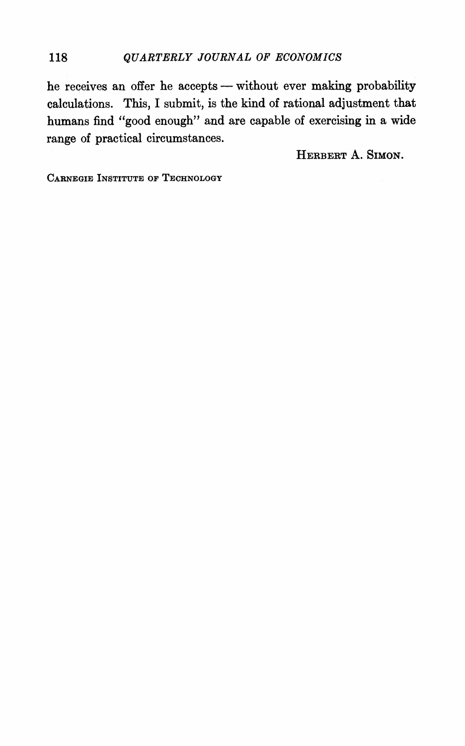he receives an offer he accepts — without ever making probability calculations. This, I submit, is the kind of rational adjustment that humans find "good enough" and are capable of exercising in a wide range of practical circumstances.

HERBERT A. SIMON.

CARNEGIE INSTITUTE OF TECHNOLOGY